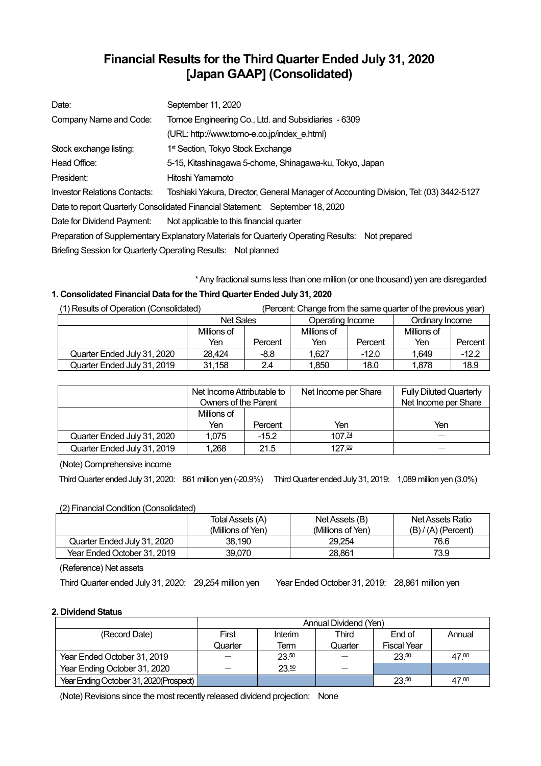# Financial Results for the Third Quarter Ended July 31, 2020 [Japan GAAP] (Consolidated)

| | |
|---|---|
| Date: | September 11, 2020 |
| Company Name and Code: | Tomoe Engineering Co., Ltd. and Subsidiaries - 6309 |
| | (URL: http://www.tomo-e.co.jp/index_e.html) |
| Stock exchange listing: | 1st Section, Tokyo Stock Exchange |
| Head Office: | 5-15, Kitashinagawa 5-chome, Shinagawa-ku, Tokyo, Japan |
| President: | Hitoshi Yamamoto |
| Investor Relations Contacts: | Toshiaki Yakura, Director, General Manager of Accounting Division, Tel: (03) 3442-5127 |

Date to report Quarterly Consolidated Financial Statement: September 18, 2020

Date for Dividend Payment: Not applicable to this financial quarter

Preparation of Supplementary Explanatory Materials for Quarterly Operating Results: Not prepared

Briefing Session for Quarterly Operating Results: Not planned

\* Any fractional sums less than one million (or one thousand) yen are disregarded

### 1. Consolidated Financial Data for the Third Quarter Ended July 31, 2020

(1) Results of Operation (Consolidated) (Percent: Change from the same quarter of the previous year)

| | Net Sales | | Operating Income | | Ordinary Income | |
|---|---|---|---|---|---|---|
| | Millions of Yen | Percent | Millions of Yen | Percent | Millions of Yen | Percent |
| Quarter Ended July 31, 2020 | 28,424 | -8.8 | 1,627 | -12.0 | 1,649 | -12.2 |
| Quarter Ended July 31, 2019 | 31,158 | 2.4 | 1,850 | 18.0 | 1,878 | 18.9 |

| | Net Income Attributable to Owners of the Parent | | Net Income per Share | Fully Diluted Quarterly Net Income per Share |
|---|---|---|---|---|
| | Millions of Yen | Percent | Yen | Yen |
| Quarter Ended July 31, 2020 | 1,075 | -15.2 | 107.74 | — |
| Quarter Ended July 31, 2019 | 1,268 | 21.5 | 127.09 | — |

(Note) Comprehensive income

Third Quarter ended July 31, 2020: 861 million yen (-20.9%) Third Quarter ended July 31, 2019: 1,089 million yen (3.0%)

(2) Financial Condition (Consolidated)

| | Total Assets (A) (Millions of Yen) | Net Assets (B) (Millions of Yen) | Net Assets Ratio (B) / (A) (Percent) |
|---|---|---|---|
| Quarter Ended July 31, 2020 | 38,190 | 29,254 | 76.6 |
| Year Ended October 31, 2019 | 39,070 | 28,861 | 73.9 |

(Reference) Net assets

Third Quarter ended July 31, 2020: 29,254 million yen Year Ended October 31, 2019: 28,861 million yen

### 2. Dividend Status

| | Annual Dividend (Yen) | | | | |
|---|---|---|---|---|---|
| (Record Date) | First Quarter | Interim Term | Third Quarter | End of Fiscal Year | Annual |
| Year Ended October 31, 2019 | — | 23.50 | — | 23.50 | 47.00 |
| Year Ending October 31, 2020 | — | 23.50 | — | | |
| Year Ending October 31, 2020(Prospect) | | | | 23.50 | 47.00 |

(Note) Revisions since the most recently released dividend projection: None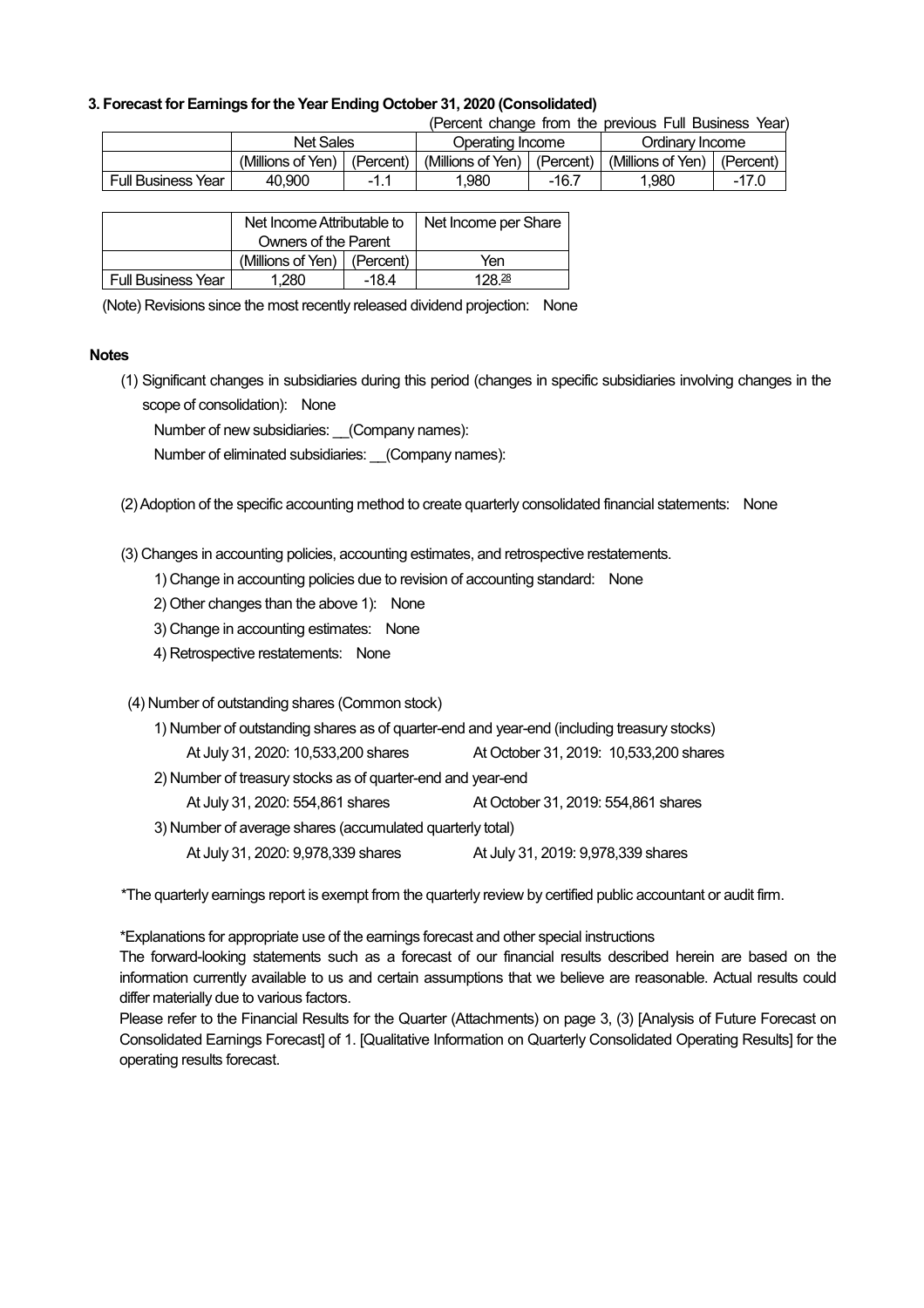### 3. Forecast for Earnings for the Year Ending October 31, 2020 (Consolidated)

(Percent change from the previous Full Business Year)

| | Net Sales | | Operating Income | | Ordinary Income | |
|---|---|---|---|---|---|---|
| | (Millions of Yen) | (Percent) | (Millions of Yen) | (Percent) | (Millions of Yen) | (Percent) |
| Full Business Year | 40,900 | -1.1 | 1,980 | -16.7 | 1,980 | -17.0 |

| | Net Income Attributable to Owners of the Parent | | Net Income per Share |
|---|---|---|---|
| | (Millions of Yen) | (Percent) | Yen |
| Full Business Year | 1,280 | -18.4 | 128.28 |

(Note) Revisions since the most recently released dividend projection: None

### Notes

(1) Significant changes in subsidiaries during this period (changes in specific subsidiaries involving changes in the scope of consolidation): None

Number of new subsidiaries: __(Company names):

Number of eliminated subsidiaries: __(Company names):

(2) Adoption of the specific accounting method to create quarterly consolidated financial statements: None

(3) Changes in accounting policies, accounting estimates, and retrospective restatements.

1) Change in accounting policies due to revision of accounting standard: None

2) Other changes than the above 1): None

3) Change in accounting estimates: None

4) Retrospective restatements: None

(4) Number of outstanding shares (Common stock)

1) Number of outstanding shares as of quarter-end and year-end (including treasury stocks)

At July 31, 2020: 10,533,200 shares At October 31, 2019: 10,533,200 shares

2) Number of treasury stocks as of quarter-end and year-end

At July 31, 2020: 554,861 shares At October 31, 2019: 554,861 shares

3) Number of average shares (accumulated quarterly total)

At July 31, 2020: 9,978,339 shares At July 31, 2019: 9,978,339 shares

*The quarterly earnings report is exempt from the quarterly review by certified public accountant or audit firm.

*Explanations for appropriate use of the earnings forecast and other special instructions

The forward-looking statements such as a forecast of our financial results described herein are based on the information currently available to us and certain assumptions that we believe are reasonable. Actual results could differ materially due to various factors.

Please refer to the Financial Results for the Quarter (Attachments) on page 3, (3) [Analysis of Future Forecast on Consolidated Earnings Forecast] of 1. [Qualitative Information on Quarterly Consolidated Operating Results] for the operating results forecast.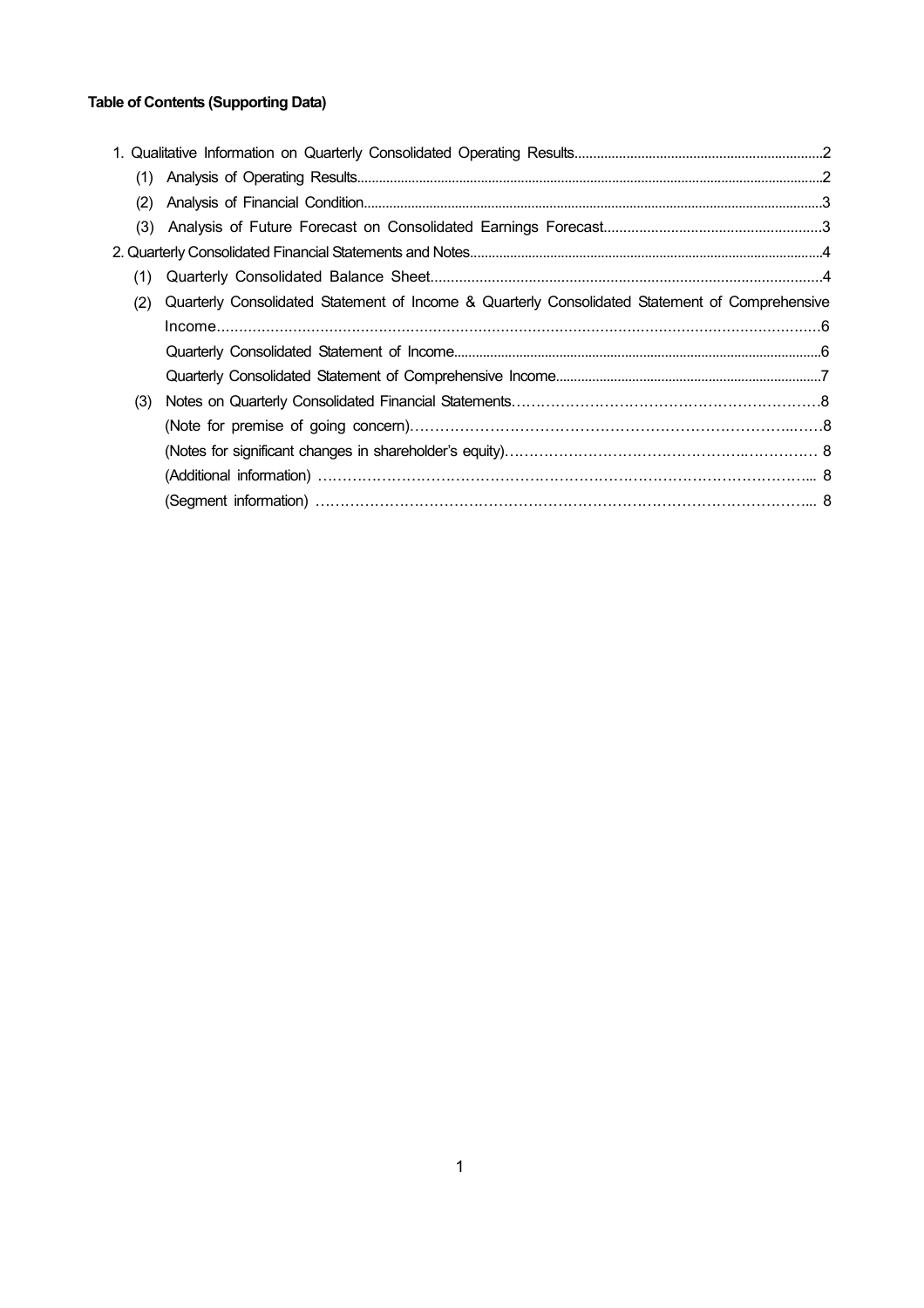**Table of Contents (Supporting Data)**

1. Qualitative Information on Quarterly Consolidated Operating Results....2
   - (1) Analysis of Operating Results....2
   - (2) Analysis of Financial Condition....3
   - (3) Analysis of Future Forecast on Consolidated Earnings Forecast....3
2. Quarterly Consolidated Financial Statements and Notes....4
   - (1) Quarterly Consolidated Balance Sheet....4
   - (2) Quarterly Consolidated Statement of Income & Quarterly Consolidated Statement of Comprehensive Income....6
     - Quarterly Consolidated Statement of Income....6
     - Quarterly Consolidated Statement of Comprehensive Income....7
   - (3) Notes on Quarterly Consolidated Financial Statements....8
     - (Note for premise of going concern)....8
     - (Notes for significant changes in shareholder's equity).... 8
     - (Additional information) .... 8
     - (Segment information) .... 8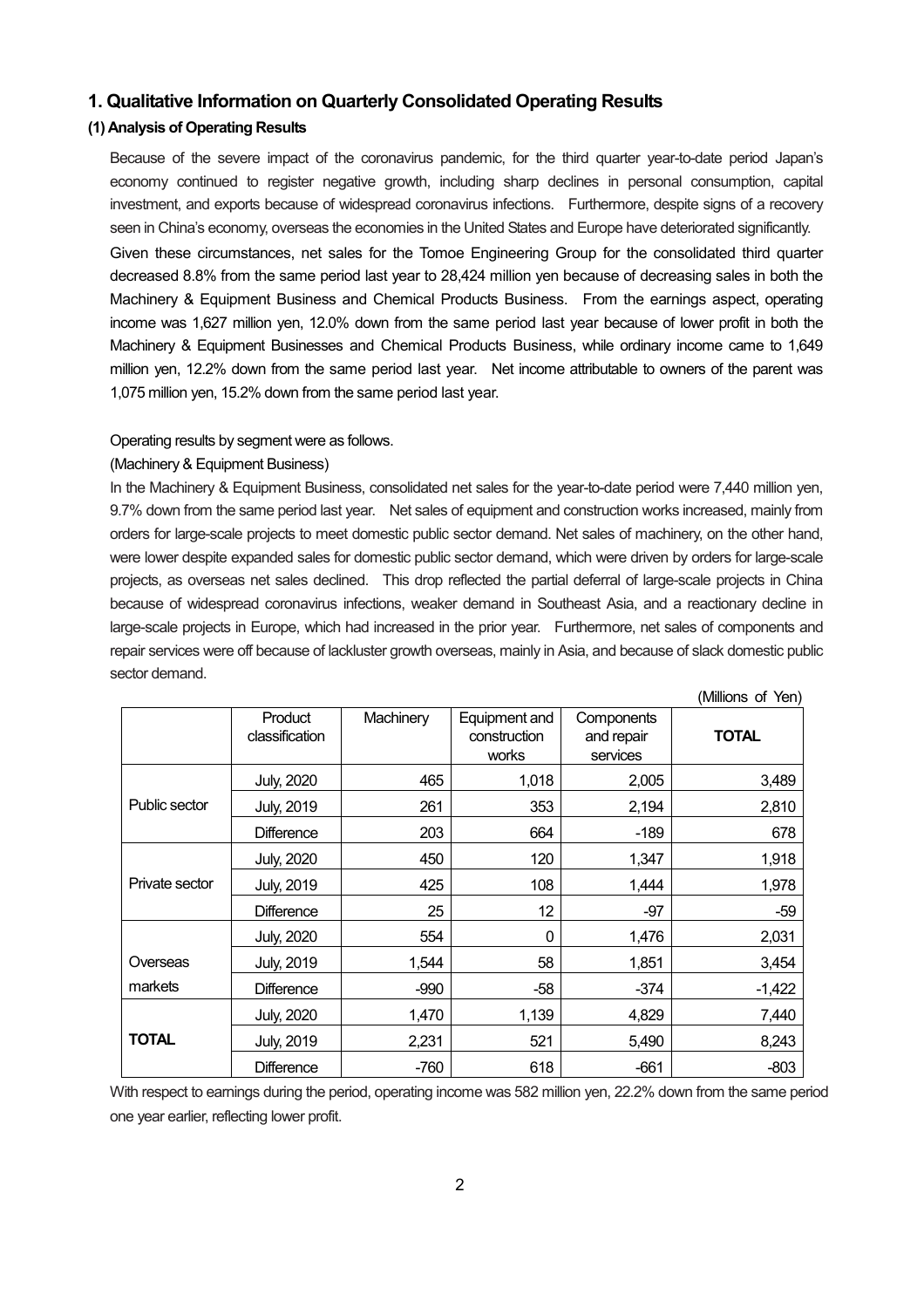## 1. Qualitative Information on Quarterly Consolidated Operating Results

### (1) Analysis of Operating Results

Because of the severe impact of the coronavirus pandemic, for the third quarter year-to-date period Japan's economy continued to register negative growth, including sharp declines in personal consumption, capital investment, and exports because of widespread coronavirus infections. Furthermore, despite signs of a recovery seen in China's economy, overseas the economies in the United States and Europe have deteriorated significantly.

Given these circumstances, net sales for the Tomoe Engineering Group for the consolidated third quarter decreased 8.8% from the same period last year to 28,424 million yen because of decreasing sales in both the Machinery & Equipment Business and Chemical Products Business. From the earnings aspect, operating income was 1,627 million yen, 12.0% down from the same period last year because of lower profit in both the Machinery & Equipment Businesses and Chemical Products Business, while ordinary income came to 1,649 million yen, 12.2% down from the same period last year. Net income attributable to owners of the parent was 1,075 million yen, 15.2% down from the same period last year.

Operating results by segment were as follows.

(Machinery & Equipment Business)

In the Machinery & Equipment Business, consolidated net sales for the year-to-date period were 7,440 million yen, 9.7% down from the same period last year. Net sales of equipment and construction works increased, mainly from orders for large-scale projects to meet domestic public sector demand. Net sales of machinery, on the other hand, were lower despite expanded sales for domestic public sector demand, which were driven by orders for large-scale projects, as overseas net sales declined. This drop reflected the partial deferral of large-scale projects in China because of widespread coronavirus infections, weaker demand in Southeast Asia, and a reactionary decline in large-scale projects in Europe, which had increased in the prior year. Furthermore, net sales of components and repair services were off because of lackluster growth overseas, mainly in Asia, and because of slack domestic public sector demand.

(Millions of Yen)

| | Product classification | Machinery | Equipment and construction works | Components and repair services | **TOTAL** |
|---|---|---|---|---|---|
| Public sector | July, 2020 | 465 | 1,018 | 2,005 | 3,489 |
| | July, 2019 | 261 | 353 | 2,194 | 2,810 |
| | Difference | 203 | 664 | -189 | 678 |
| Private sector | July, 2020 | 450 | 120 | 1,347 | 1,918 |
| | July, 2019 | 425 | 108 | 1,444 | 1,978 |
| | Difference | 25 | 12 | -97 | -59 |
| Overseas markets | July, 2020 | 554 | 0 | 1,476 | 2,031 |
| | July, 2019 | 1,544 | 58 | 1,851 | 3,454 |
| | Difference | -990 | -58 | -374 | -1,422 |
| **TOTAL** | July, 2020 | 1,470 | 1,139 | 4,829 | 7,440 |
| | July, 2019 | 2,231 | 521 | 5,490 | 8,243 |
| | Difference | -760 | 618 | -661 | -803 |

With respect to earnings during the period, operating income was 582 million yen, 22.2% down from the same period one year earlier, reflecting lower profit.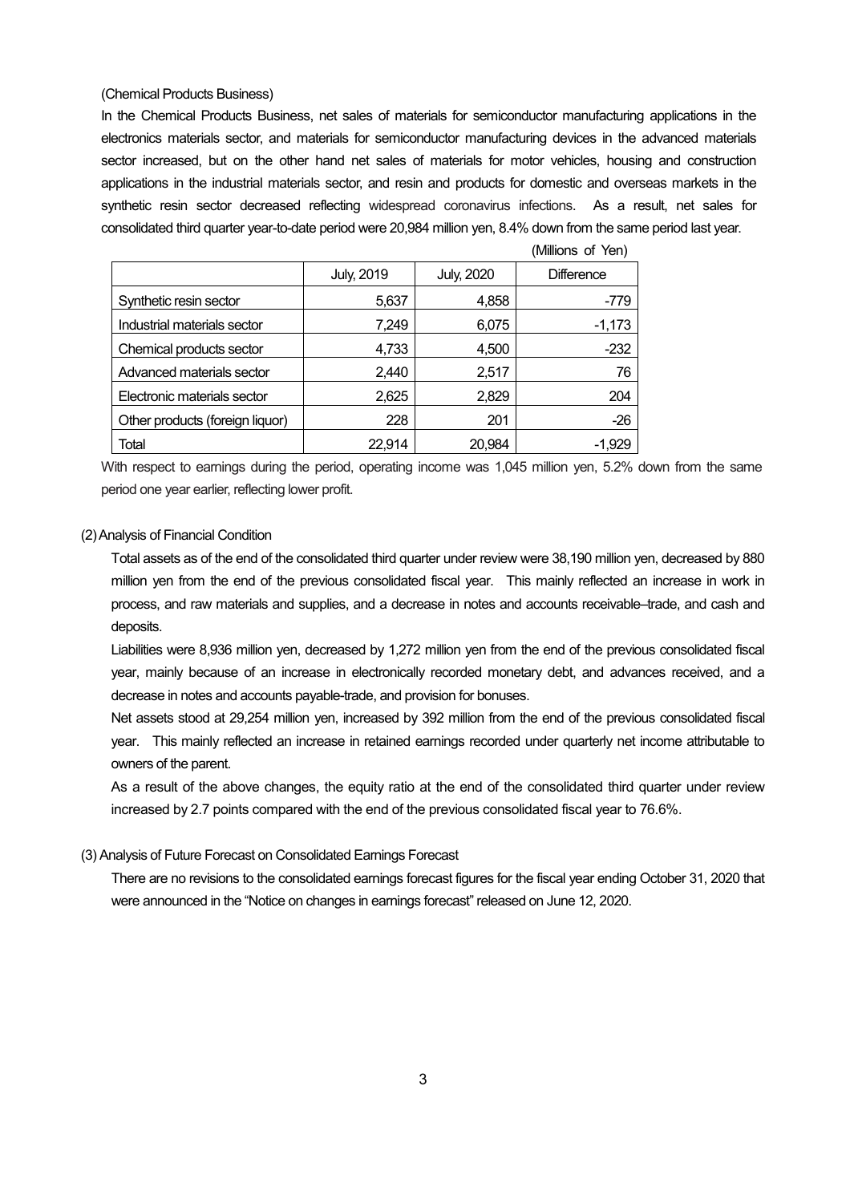(Chemical Products Business)

In the Chemical Products Business, net sales of materials for semiconductor manufacturing applications in the electronics materials sector, and materials for semiconductor manufacturing devices in the advanced materials sector increased, but on the other hand net sales of materials for motor vehicles, housing and construction applications in the industrial materials sector, and resin and products for domestic and overseas markets in the synthetic resin sector decreased reflecting widespread coronavirus infections. As a result, net sales for consolidated third quarter year-to-date period were 20,984 million yen, 8.4% down from the same period last year.

(Millions of Yen)

| | July, 2019 | July, 2020 | Difference |
|---|---|---|---|
| Synthetic resin sector | 5,637 | 4,858 | -779 |
| Industrial materials sector | 7,249 | 6,075 | -1,173 |
| Chemical products sector | 4,733 | 4,500 | -232 |
| Advanced materials sector | 2,440 | 2,517 | 76 |
| Electronic materials sector | 2,625 | 2,829 | 204 |
| Other products (foreign liquor) | 228 | 201 | -26 |
| Total | 22,914 | 20,984 | -1,929 |

With respect to earnings during the period, operating income was 1,045 million yen, 5.2% down from the same period one year earlier, reflecting lower profit.

## (2) Analysis of Financial Condition

Total assets as of the end of the consolidated third quarter under review were 38,190 million yen, decreased by 880 million yen from the end of the previous consolidated fiscal year. This mainly reflected an increase in work in process, and raw materials and supplies, and a decrease in notes and accounts receivable–trade, and cash and deposits.

Liabilities were 8,936 million yen, decreased by 1,272 million yen from the end of the previous consolidated fiscal year, mainly because of an increase in electronically recorded monetary debt, and advances received, and a decrease in notes and accounts payable-trade, and provision for bonuses.

Net assets stood at 29,254 million yen, increased by 392 million from the end of the previous consolidated fiscal year. This mainly reflected an increase in retained earnings recorded under quarterly net income attributable to owners of the parent.

As a result of the above changes, the equity ratio at the end of the consolidated third quarter under review increased by 2.7 points compared with the end of the previous consolidated fiscal year to 76.6%.

## (3) Analysis of Future Forecast on Consolidated Earnings Forecast

There are no revisions to the consolidated earnings forecast figures for the fiscal year ending October 31, 2020 that were announced in the "Notice on changes in earnings forecast" released on June 12, 2020.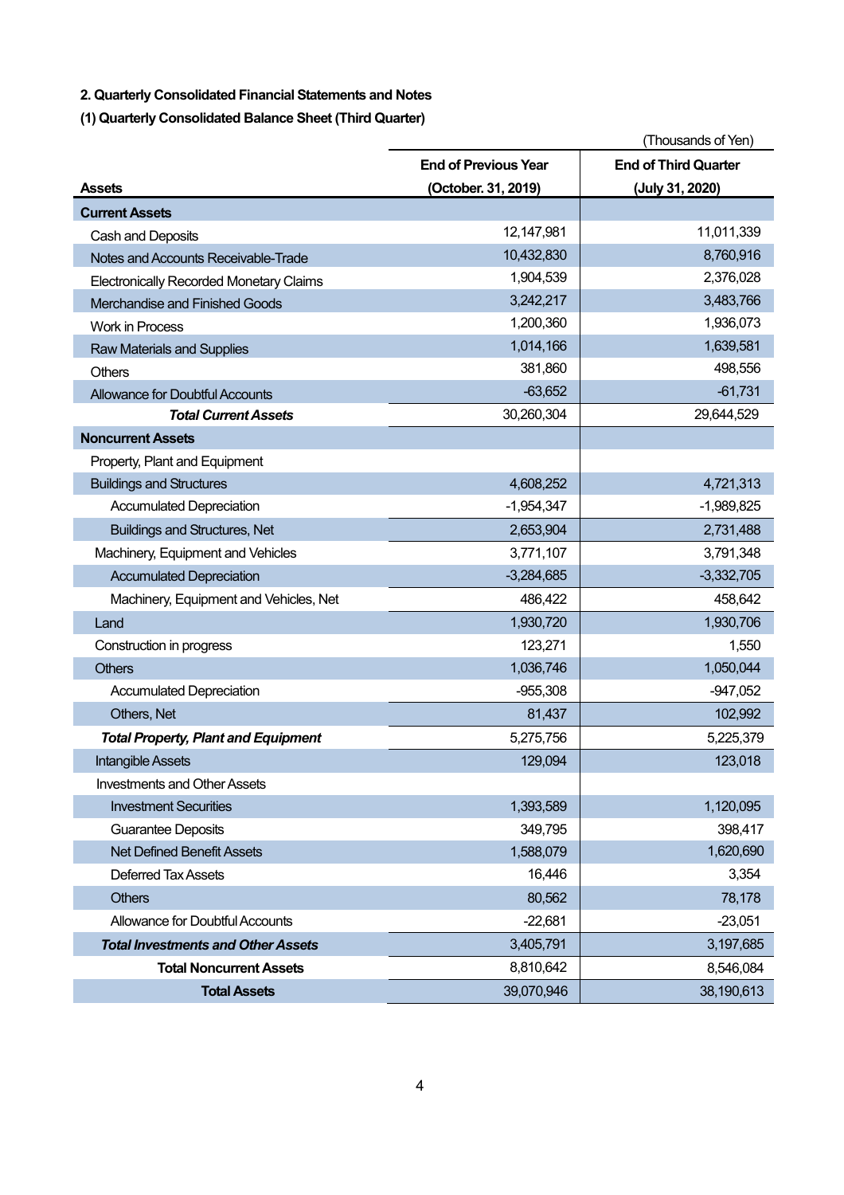## 2. Quarterly Consolidated Financial Statements and Notes

### (1) Quarterly Consolidated Balance Sheet (Third Quarter)

(Thousands of Yen)

| Assets | End of Previous Year (October. 31, 2019) | End of Third Quarter (July 31, 2020) |
|---|---|---|
| **Current Assets** | | |
| Cash and Deposits | 12,147,981 | 11,011,339 |
| Notes and Accounts Receivable-Trade | 10,432,830 | 8,760,916 |
| Electronically Recorded Monetary Claims | 1,904,539 | 2,376,028 |
| Merchandise and Finished Goods | 3,242,217 | 3,483,766 |
| Work in Process | 1,200,360 | 1,936,073 |
| Raw Materials and Supplies | 1,014,166 | 1,639,581 |
| Others | 381,860 | 498,556 |
| Allowance for Doubtful Accounts | -63,652 | -61,731 |
| ***Total Current Assets*** | 30,260,304 | 29,644,529 |
| **Noncurrent Assets** | | |
| Property, Plant and Equipment | | |
| Buildings and Structures | 4,608,252 | 4,721,313 |
| Accumulated Depreciation | -1,954,347 | -1,989,825 |
| Buildings and Structures, Net | 2,653,904 | 2,731,488 |
| Machinery, Equipment and Vehicles | 3,771,107 | 3,791,348 |
| Accumulated Depreciation | -3,284,685 | -3,332,705 |
| Machinery, Equipment and Vehicles, Net | 486,422 | 458,642 |
| Land | 1,930,720 | 1,930,706 |
| Construction in progress | 123,271 | 1,550 |
| Others | 1,036,746 | 1,050,044 |
| Accumulated Depreciation | -955,308 | -947,052 |
| Others, Net | 81,437 | 102,992 |
| ***Total Property, Plant and Equipment*** | 5,275,756 | 5,225,379 |
| Intangible Assets | 129,094 | 123,018 |
| Investments and Other Assets | | |
| Investment Securities | 1,393,589 | 1,120,095 |
| Guarantee Deposits | 349,795 | 398,417 |
| Net Defined Benefit Assets | 1,588,079 | 1,620,690 |
| Deferred Tax Assets | 16,446 | 3,354 |
| Others | 80,562 | 78,178 |
| Allowance for Doubtful Accounts | -22,681 | -23,051 |
| ***Total Investments and Other Assets*** | 3,405,791 | 3,197,685 |
| **Total Noncurrent Assets** | 8,810,642 | 8,546,084 |
| **Total Assets** | 39,070,946 | 38,190,613 |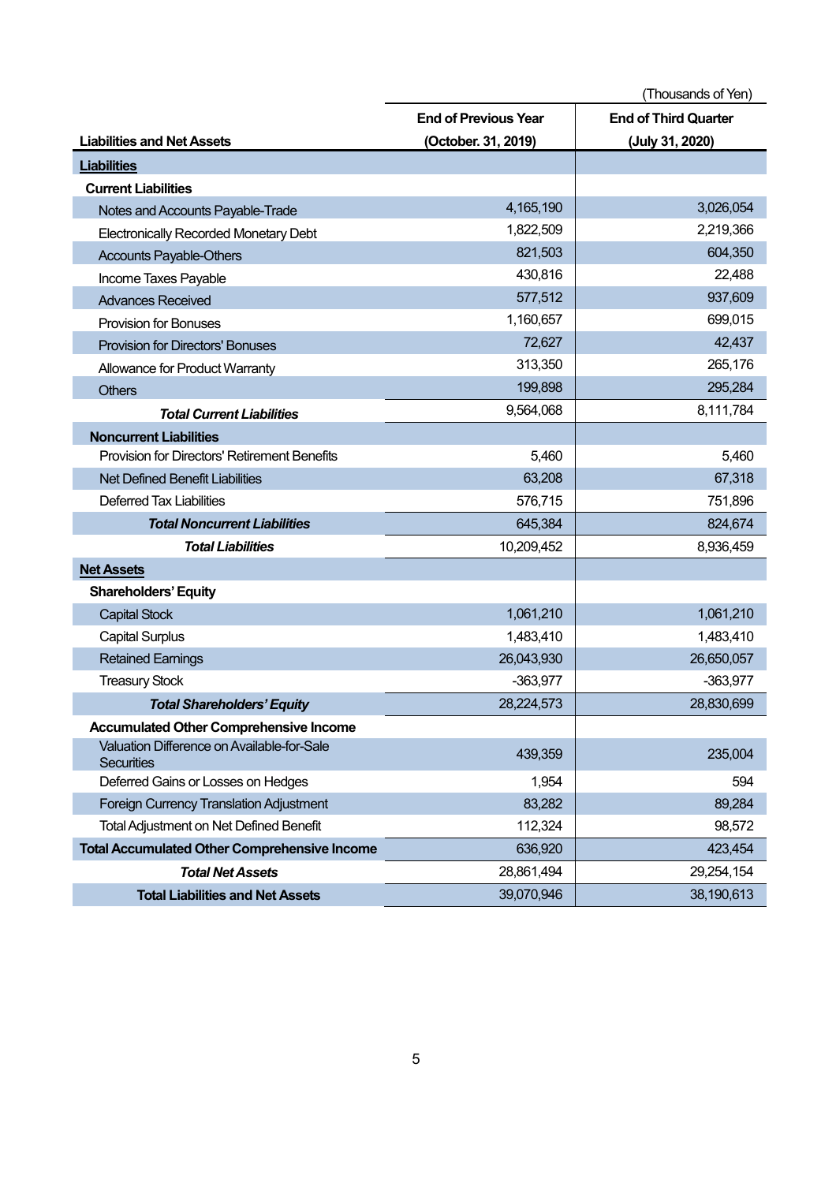(Thousands of Yen)

| Liabilities and Net Assets | End of Previous Year (October. 31, 2019) | End of Third Quarter (July 31, 2020) |
|---|---|---|
| **Liabilities** | | |
| **Current Liabilities** | | |
| Notes and Accounts Payable-Trade | 4,165,190 | 3,026,054 |
| Electronically Recorded Monetary Debt | 1,822,509 | 2,219,366 |
| Accounts Payable-Others | 821,503 | 604,350 |
| Income Taxes Payable | 430,816 | 22,488 |
| Advances Received | 577,512 | 937,609 |
| Provision for Bonuses | 1,160,657 | 699,015 |
| Provision for Directors' Bonuses | 72,627 | 42,437 |
| Allowance for Product Warranty | 313,350 | 265,176 |
| Others | 199,898 | 295,284 |
| ***Total Current Liabilities*** | 9,564,068 | 8,111,784 |
| **Noncurrent Liabilities** | | |
| Provision for Directors' Retirement Benefits | 5,460 | 5,460 |
| Net Defined Benefit Liabilities | 63,208 | 67,318 |
| Deferred Tax Liabilities | 576,715 | 751,896 |
| ***Total Noncurrent Liabilities*** | 645,384 | 824,674 |
| ***Total Liabilities*** | 10,209,452 | 8,936,459 |
| **Net Assets** | | |
| **Shareholders' Equity** | | |
| Capital Stock | 1,061,210 | 1,061,210 |
| Capital Surplus | 1,483,410 | 1,483,410 |
| Retained Earnings | 26,043,930 | 26,650,057 |
| Treasury Stock | -363,977 | -363,977 |
| ***Total Shareholders' Equity*** | 28,224,573 | 28,830,699 |
| **Accumulated Other Comprehensive Income** | | |
| Valuation Difference on Available-for-Sale Securities | 439,359 | 235,004 |
| Deferred Gains or Losses on Hedges | 1,954 | 594 |
| Foreign Currency Translation Adjustment | 83,282 | 89,284 |
| Total Adjustment on Net Defined Benefit | 112,324 | 98,572 |
| **Total Accumulated Other Comprehensive Income** | 636,920 | 423,454 |
| ***Total Net Assets*** | 28,861,494 | 29,254,154 |
| **Total Liabilities and Net Assets** | 39,070,946 | 38,190,613 |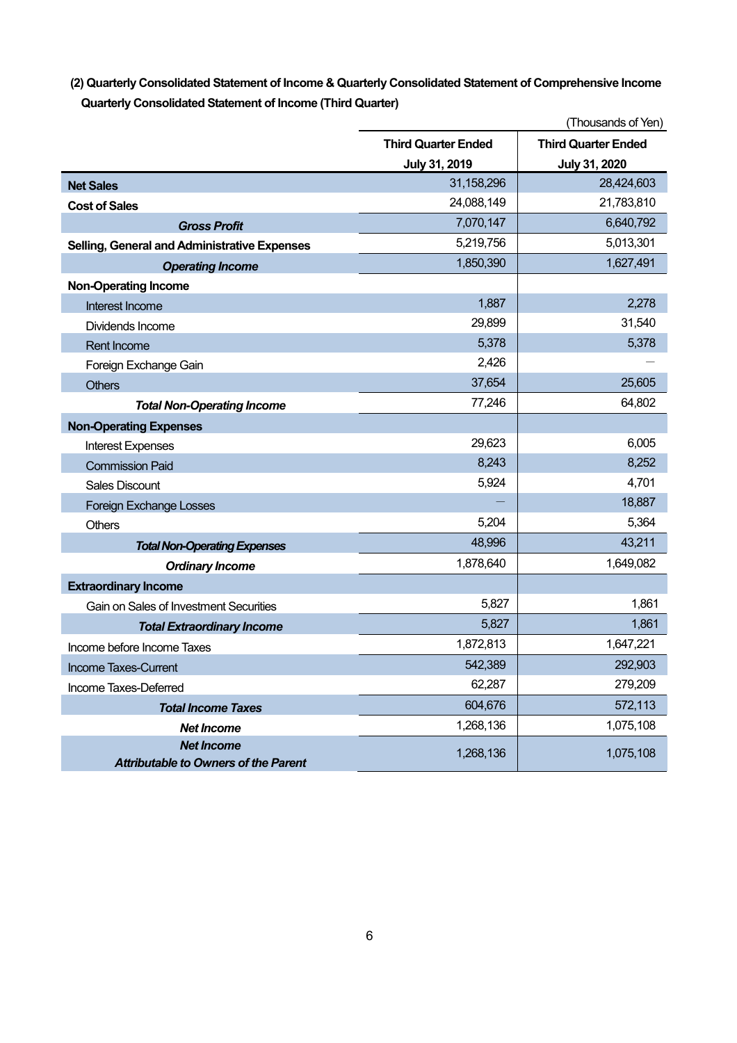**(2) Quarterly Consolidated Statement of Income & Quarterly Consolidated Statement of Comprehensive Income**

**Quarterly Consolidated Statement of Income (Third Quarter)**

(Thousands of Yen)

| | Third Quarter Ended July 31, 2019 | Third Quarter Ended July 31, 2020 |
|---|---|---|
| **Net Sales** | 31,158,296 | 28,424,603 |
| **Cost of Sales** | 24,088,149 | 21,783,810 |
| ***Gross Profit*** | 7,070,147 | 6,640,792 |
| **Selling, General and Administrative Expenses** | 5,219,756 | 5,013,301 |
| ***Operating Income*** | 1,850,390 | 1,627,491 |
| **Non-Operating Income** | | |
| Interest Income | 1,887 | 2,278 |
| Dividends Income | 29,899 | 31,540 |
| Rent Income | 5,378 | 5,378 |
| Foreign Exchange Gain | 2,426 | — |
| Others | 37,654 | 25,605 |
| ***Total Non-Operating Income*** | 77,246 | 64,802 |
| **Non-Operating Expenses** | | |
| Interest Expenses | 29,623 | 6,005 |
| Commission Paid | 8,243 | 8,252 |
| Sales Discount | 5,924 | 4,701 |
| Foreign Exchange Losses | — | 18,887 |
| Others | 5,204 | 5,364 |
| ***Total Non-Operating Expenses*** | 48,996 | 43,211 |
| ***Ordinary Income*** | 1,878,640 | 1,649,082 |
| **Extraordinary Income** | | |
| Gain on Sales of Investment Securities | 5,827 | 1,861 |
| ***Total Extraordinary Income*** | 5,827 | 1,861 |
| Income before Income Taxes | 1,872,813 | 1,647,221 |
| Income Taxes-Current | 542,389 | 292,903 |
| Income Taxes-Deferred | 62,287 | 279,209 |
| ***Total Income Taxes*** | 604,676 | 572,113 |
| ***Net Income*** | 1,268,136 | 1,075,108 |
| ***Net Income Attributable to Owners of the Parent*** | 1,268,136 | 1,075,108 |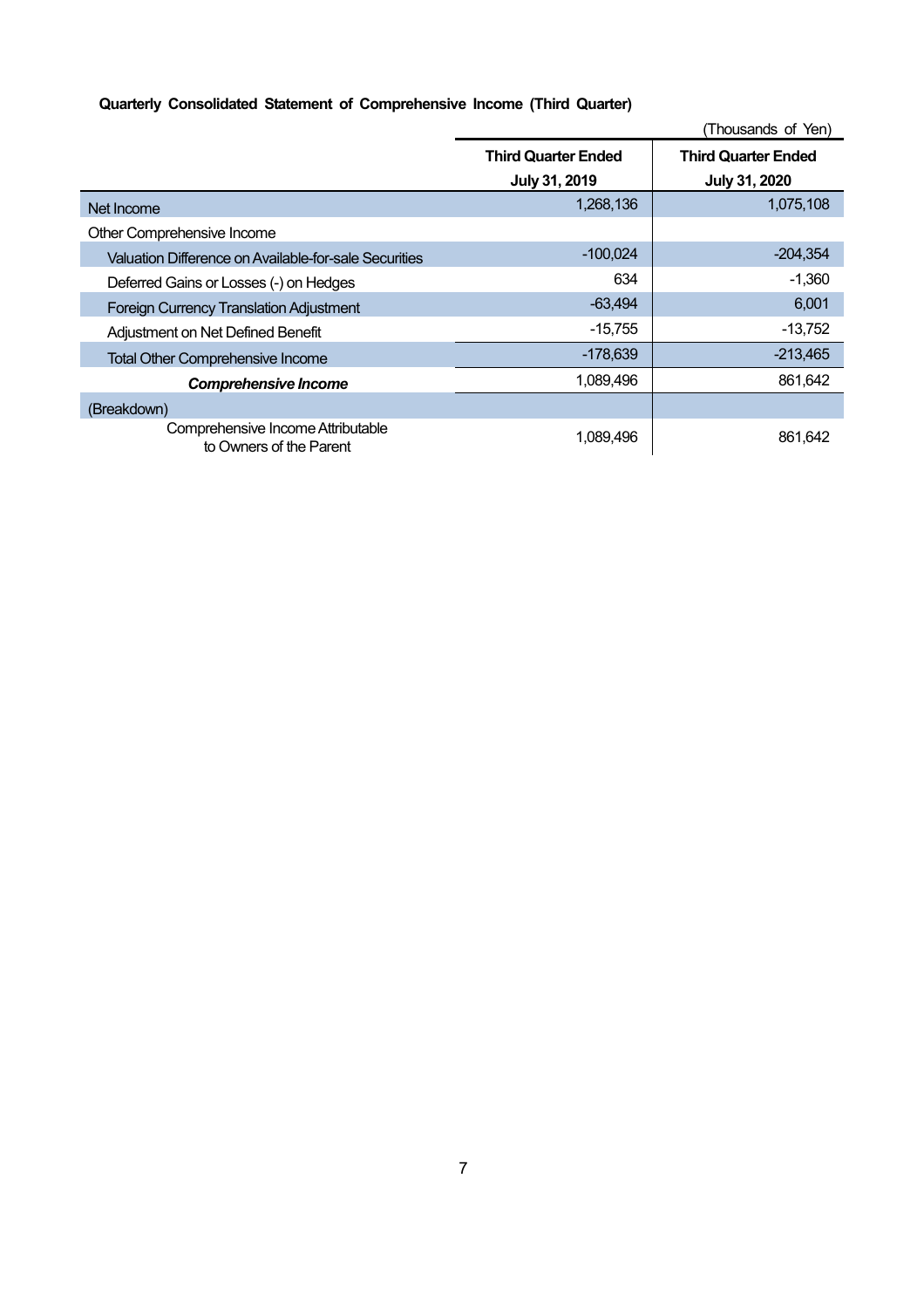**Quarterly Consolidated Statement of Comprehensive Income (Third Quarter)**

(Thousands of Yen)

| | Third Quarter Ended July 31, 2019 | Third Quarter Ended July 31, 2020 |
|---|---|---|
| Net Income | 1,268,136 | 1,075,108 |
| Other Comprehensive Income | | |
| Valuation Difference on Available-for-sale Securities | -100,024 | -204,354 |
| Deferred Gains or Losses (-) on Hedges | 634 | -1,360 |
| Foreign Currency Translation Adjustment | -63,494 | 6,001 |
| Adjustment on Net Defined Benefit | -15,755 | -13,752 |
| Total Other Comprehensive Income | -178,639 | -213,465 |
| ***Comprehensive Income*** | 1,089,496 | 861,642 |
| (Breakdown) | | |
| Comprehensive Income Attributable to Owners of the Parent | 1,089,496 | 861,642 |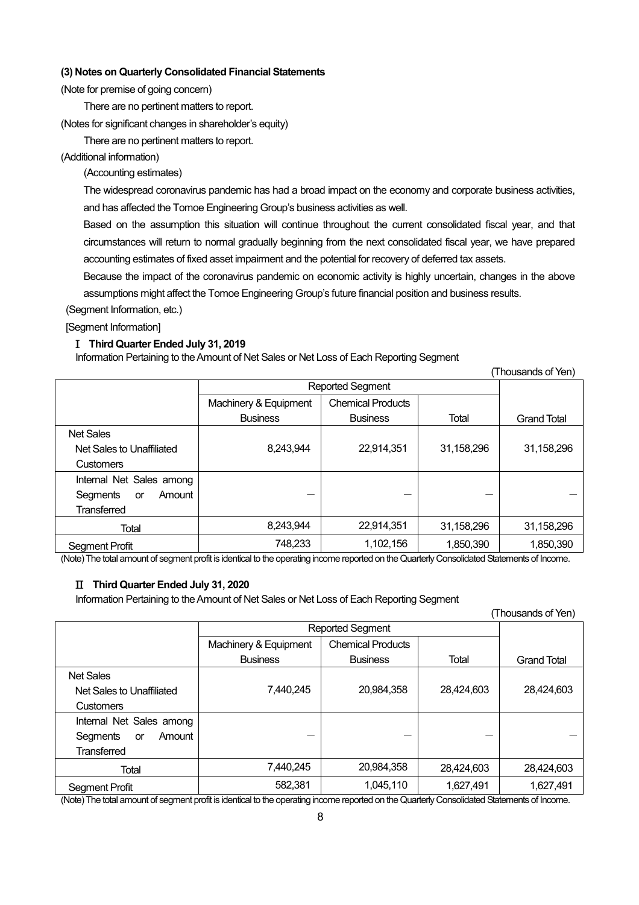### (3) Notes on Quarterly Consolidated Financial Statements

(Note for premise of going concern)

There are no pertinent matters to report.

(Notes for significant changes in shareholder's equity)

There are no pertinent matters to report.

(Additional information)

(Accounting estimates)

The widespread coronavirus pandemic has had a broad impact on the economy and corporate business activities, and has affected the Tomoe Engineering Group's business activities as well.

Based on the assumption this situation will continue throughout the current consolidated fiscal year, and that circumstances will return to normal gradually beginning from the next consolidated fiscal year, we have prepared accounting estimates of fixed asset impairment and the potential for recovery of deferred tax assets.

Because the impact of the coronavirus pandemic on economic activity is highly uncertain, changes in the above assumptions might affect the Tomoe Engineering Group's future financial position and business results.

(Segment Information, etc.)

[Segment Information]

**Ⅰ Third Quarter Ended July 31, 2019**

Information Pertaining to the Amount of Net Sales or Net Loss of Each Reporting Segment

(Thousands of Yen)

| | Reported Segment | | | |
|---|---|---|---|---|
| | Machinery & Equipment Business | Chemical Products Business | Total | Grand Total |
| Net Sales<br>Net Sales to Unaffiliated Customers | 8,243,944 | 22,914,351 | 31,158,296 | 31,158,296 |
| Internal Net Sales among Segments or Amount Transferred | ― | ― | ― | ― |
| Total | 8,243,944 | 22,914,351 | 31,158,296 | 31,158,296 |
| Segment Profit | 748,233 | 1,102,156 | 1,850,390 | 1,850,390 |

(Note) The total amount of segment profit is identical to the operating income reported on the Quarterly Consolidated Statements of Income.

**Ⅱ Third Quarter Ended July 31, 2020**

Information Pertaining to the Amount of Net Sales or Net Loss of Each Reporting Segment

(Thousands of Yen)

| | Reported Segment | | | |
|---|---|---|---|---|
| | Machinery & Equipment Business | Chemical Products Business | Total | Grand Total |
| Net Sales<br>Net Sales to Unaffiliated Customers | 7,440,245 | 20,984,358 | 28,424,603 | 28,424,603 |
| Internal Net Sales among Segments or Amount Transferred | ― | ― | ― | ― |
| Total | 7,440,245 | 20,984,358 | 28,424,603 | 28,424,603 |
| Segment Profit | 582,381 | 1,045,110 | 1,627,491 | 1,627,491 |

(Note) The total amount of segment profit is identical to the operating income reported on the Quarterly Consolidated Statements of Income.